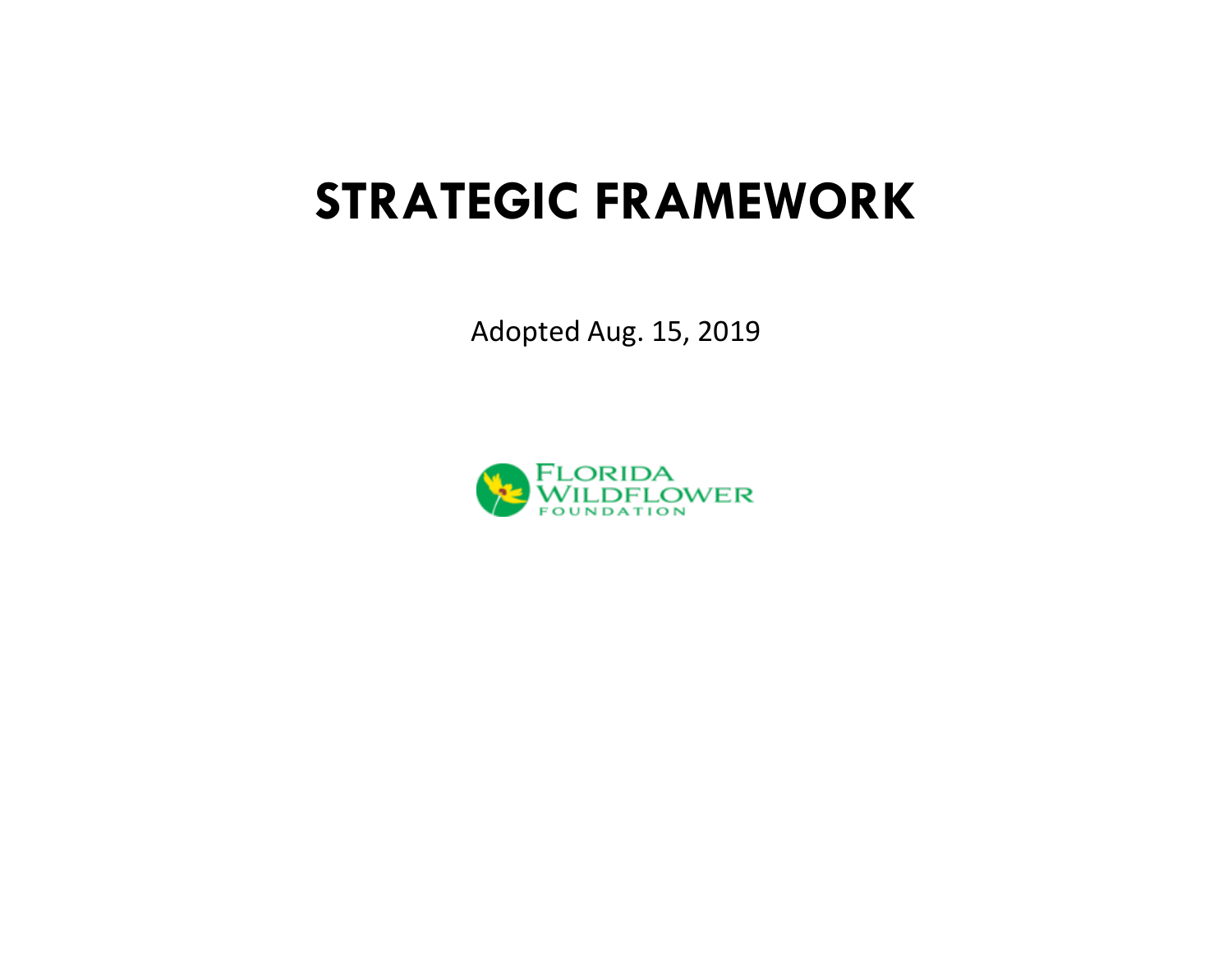# STRATEGIC FRAMEWORK

Adopted Aug. 15, 2019

FLORIDA WILDFLOWER FOUNDATION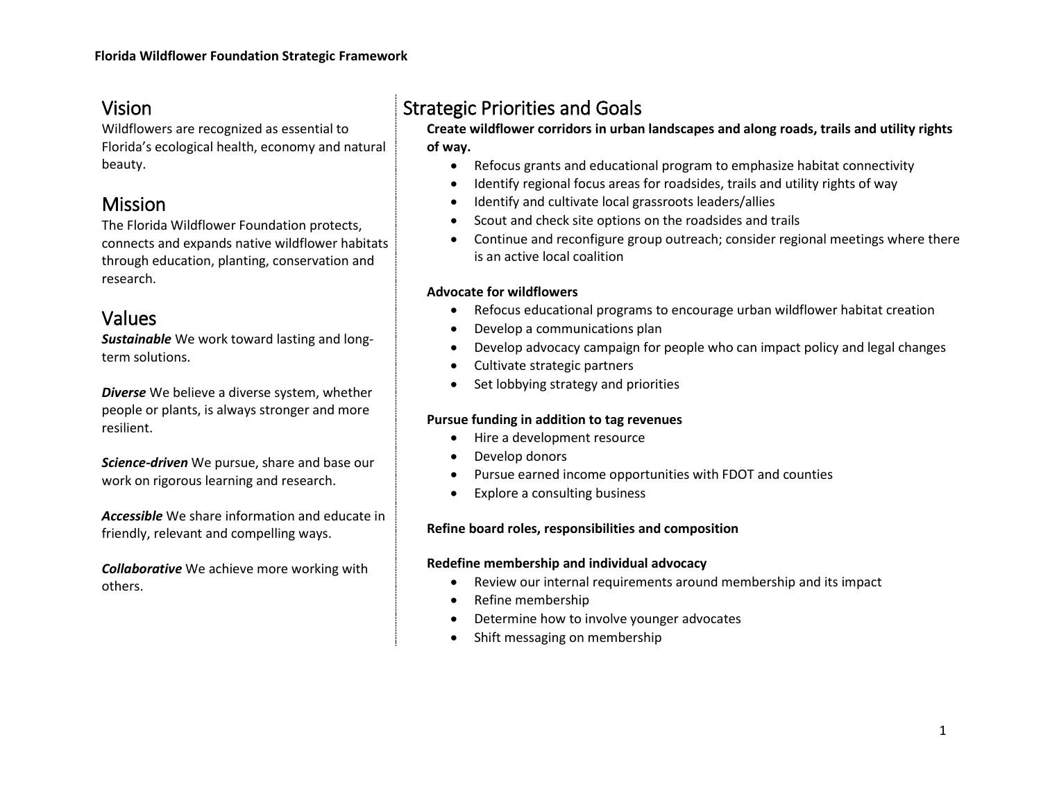**Florida Wildflower Foundation Strategic Framework**

## Vision

Wildflowers are recognized as essential to Florida's ecological health, economy and natural beauty.

## Mission

The Florida Wildflower Foundation protects, connects and expands native wildflower habitats through education, planting, conservation and research.

## Values

***Sustainable*** We work toward lasting and long-term solutions.

***Diverse*** We believe a diverse system, whether people or plants, is always stronger and more resilient.

***Science-driven*** We pursue, share and base our work on rigorous learning and research.

***Accessible*** We share information and educate in friendly, relevant and compelling ways.

***Collaborative*** We achieve more working with others.

## Strategic Priorities and Goals

**Create wildflower corridors in urban landscapes and along roads, trails and utility rights of way.**

- Refocus grants and educational program to emphasize habitat connectivity
- Identify regional focus areas for roadsides, trails and utility rights of way
- Identify and cultivate local grassroots leaders/allies
- Scout and check site options on the roadsides and trails
- Continue and reconfigure group outreach; consider regional meetings where there is an active local coalition

**Advocate for wildflowers**

- Refocus educational programs to encourage urban wildflower habitat creation
- Develop a communications plan
- Develop advocacy campaign for people who can impact policy and legal changes
- Cultivate strategic partners
- Set lobbying strategy and priorities

**Pursue funding in addition to tag revenues**

- Hire a development resource
- Develop donors
- Pursue earned income opportunities with FDOT and counties
- Explore a consulting business

**Refine board roles, responsibilities and composition**

**Redefine membership and individual advocacy**

- Review our internal requirements around membership and its impact
- Refine membership
- Determine how to involve younger advocates
- Shift messaging on membership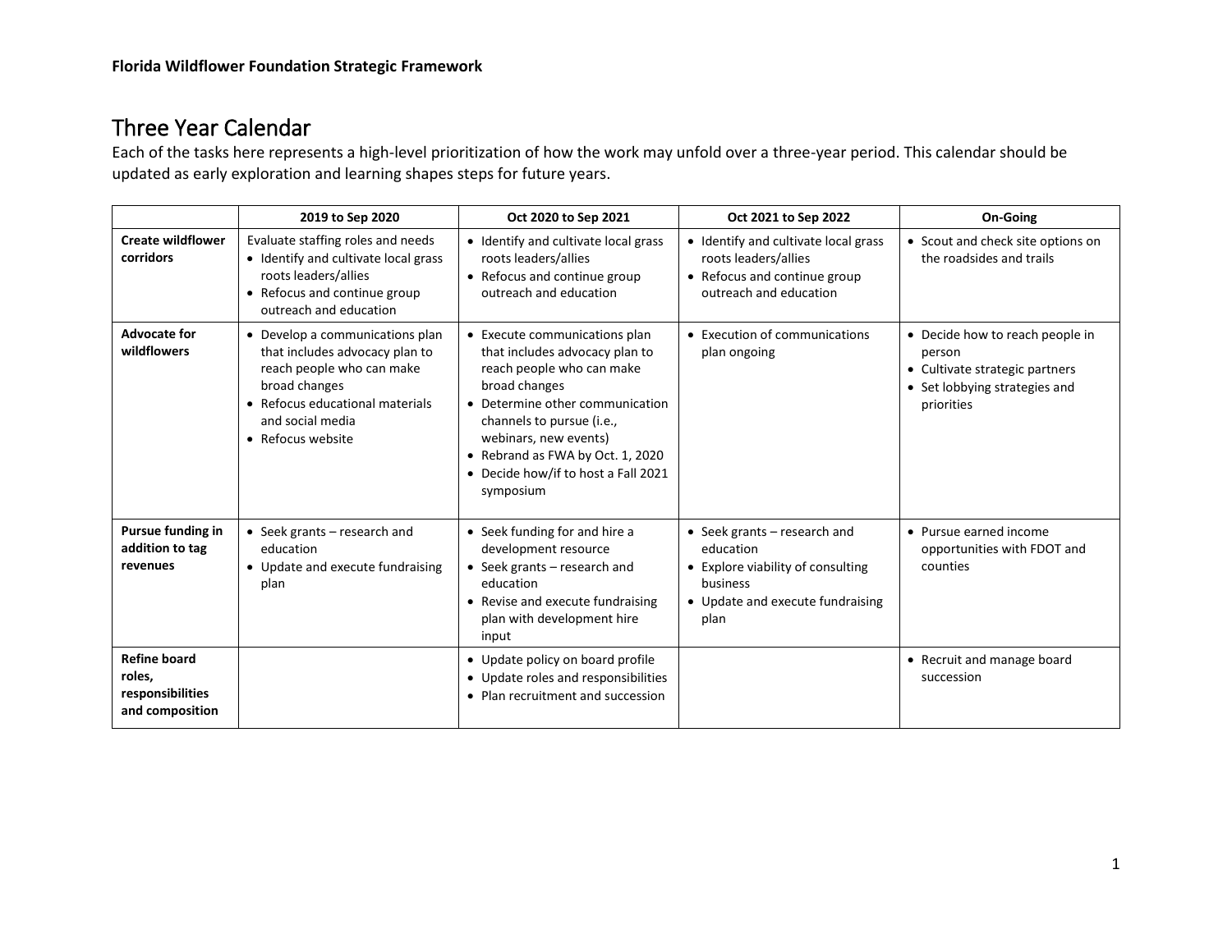**Florida Wildflower Foundation Strategic Framework**

# Three Year Calendar

Each of the tasks here represents a high-level prioritization of how the work may unfold over a three-year period. This calendar should be updated as early exploration and learning shapes steps for future years.

| | 2019 to Sep 2020 | Oct 2020 to Sep 2021 | Oct 2021 to Sep 2022 | On-Going |
|---|---|---|---|---|
| **Create wildflower corridors** | Evaluate staffing roles and needs<br>• Identify and cultivate local grass roots leaders/allies<br>• Refocus and continue group outreach and education | • Identify and cultivate local grass roots leaders/allies<br>• Refocus and continue group outreach and education | • Identify and cultivate local grass roots leaders/allies<br>• Refocus and continue group outreach and education | • Scout and check site options on the roadsides and trails |
| **Advocate for wildflowers** | • Develop a communications plan that includes advocacy plan to reach people who can make broad changes<br>• Refocus educational materials and social media<br>• Refocus website | • Execute communications plan that includes advocacy plan to reach people who can make broad changes<br>• Determine other communication channels to pursue (i.e., webinars, new events)<br>• Rebrand as FWA by Oct. 1, 2020<br>• Decide how/if to host a Fall 2021 symposium | • Execution of communications plan ongoing | • Decide how to reach people in person<br>• Cultivate strategic partners<br>• Set lobbying strategies and priorities |
| **Pursue funding in addition to tag revenues** | • Seek grants – research and education<br>• Update and execute fundraising plan | • Seek funding for and hire a development resource<br>• Seek grants – research and education<br>• Revise and execute fundraising plan with development hire input | • Seek grants – research and education<br>• Explore viability of consulting business<br>• Update and execute fundraising plan | • Pursue earned income opportunities with FDOT and counties |
| **Refine board roles, responsibilities and composition** | | • Update policy on board profile<br>• Update roles and responsibilities<br>• Plan recruitment and succession | | • Recruit and manage board succession |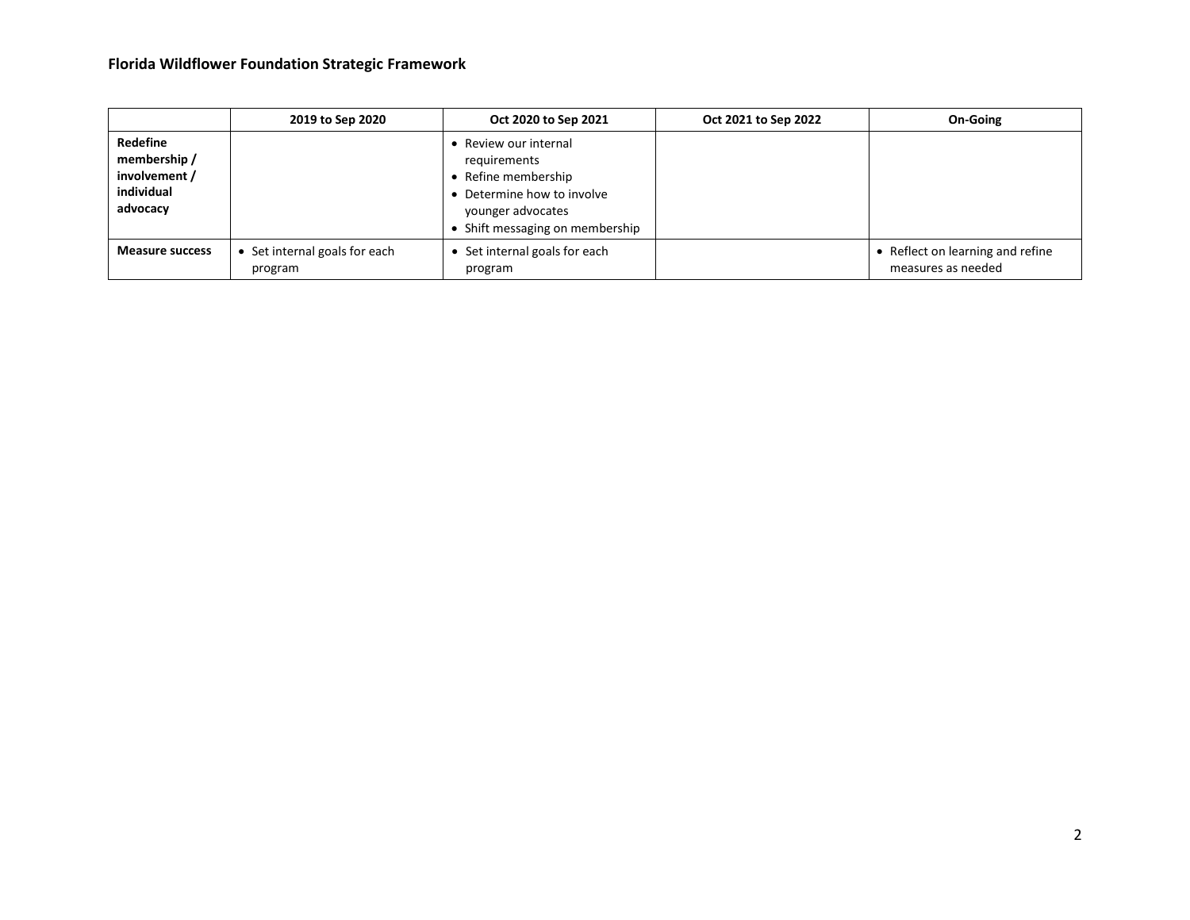**Florida Wildflower Foundation Strategic Framework**

| | 2019 to Sep 2020 | Oct 2020 to Sep 2021 | Oct 2021 to Sep 2022 | On-Going |
|---|---|---|---|---|
| **Redefine membership / involvement / individual advocacy** | | • Review our internal requirements<br>• Refine membership<br>• Determine how to involve younger advocates<br>• Shift messaging on membership | | |
| **Measure success** | • Set internal goals for each program | • Set internal goals for each program | | • Reflect on learning and refine measures as needed |